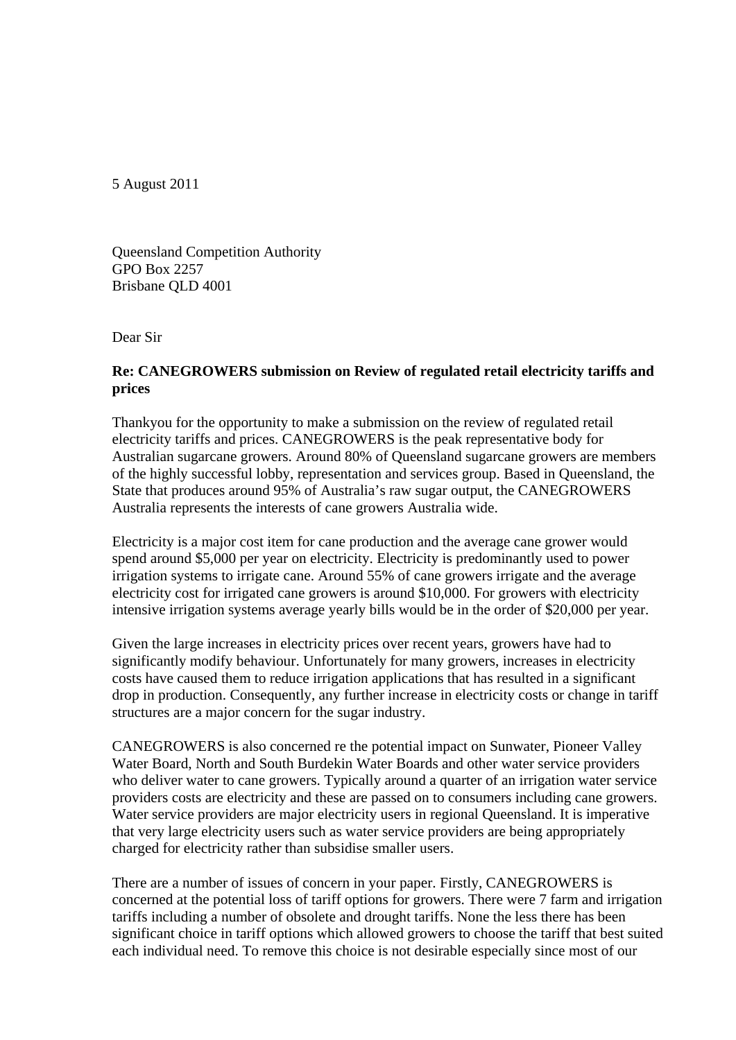5 August 2011

Queensland Competition Authority
GPO Box 2257
Brisbane QLD 4001

Dear Sir

**Re: CANEGROWERS submission on Review of regulated retail electricity tariffs and prices**

Thankyou for the opportunity to make a submission on the review of regulated retail electricity tariffs and prices. CANEGROWERS is the peak representative body for Australian sugarcane growers. Around 80% of Queensland sugarcane growers are members of the highly successful lobby, representation and services group. Based in Queensland, the State that produces around 95% of Australia's raw sugar output, the CANEGROWERS Australia represents the interests of cane growers Australia wide.

Electricity is a major cost item for cane production and the average cane grower would spend around $5,000 per year on electricity. Electricity is predominantly used to power irrigation systems to irrigate cane. Around 55% of cane growers irrigate and the average electricity cost for irrigated cane growers is around $10,000. For growers with electricity intensive irrigation systems average yearly bills would be in the order of $20,000 per year.

Given the large increases in electricity prices over recent years, growers have had to significantly modify behaviour. Unfortunately for many growers, increases in electricity costs have caused them to reduce irrigation applications that has resulted in a significant drop in production. Consequently, any further increase in electricity costs or change in tariff structures are a major concern for the sugar industry.

CANEGROWERS is also concerned re the potential impact on Sunwater, Pioneer Valley Water Board, North and South Burdekin Water Boards and other water service providers who deliver water to cane growers. Typically around a quarter of an irrigation water service providers costs are electricity and these are passed on to consumers including cane growers. Water service providers are major electricity users in regional Queensland. It is imperative that very large electricity users such as water service providers are being appropriately charged for electricity rather than subsidise smaller users.

There are a number of issues of concern in your paper. Firstly, CANEGROWERS is concerned at the potential loss of tariff options for growers. There were 7 farm and irrigation tariffs including a number of obsolete and drought tariffs. None the less there has been significant choice in tariff options which allowed growers to choose the tariff that best suited each individual need. To remove this choice is not desirable especially since most of our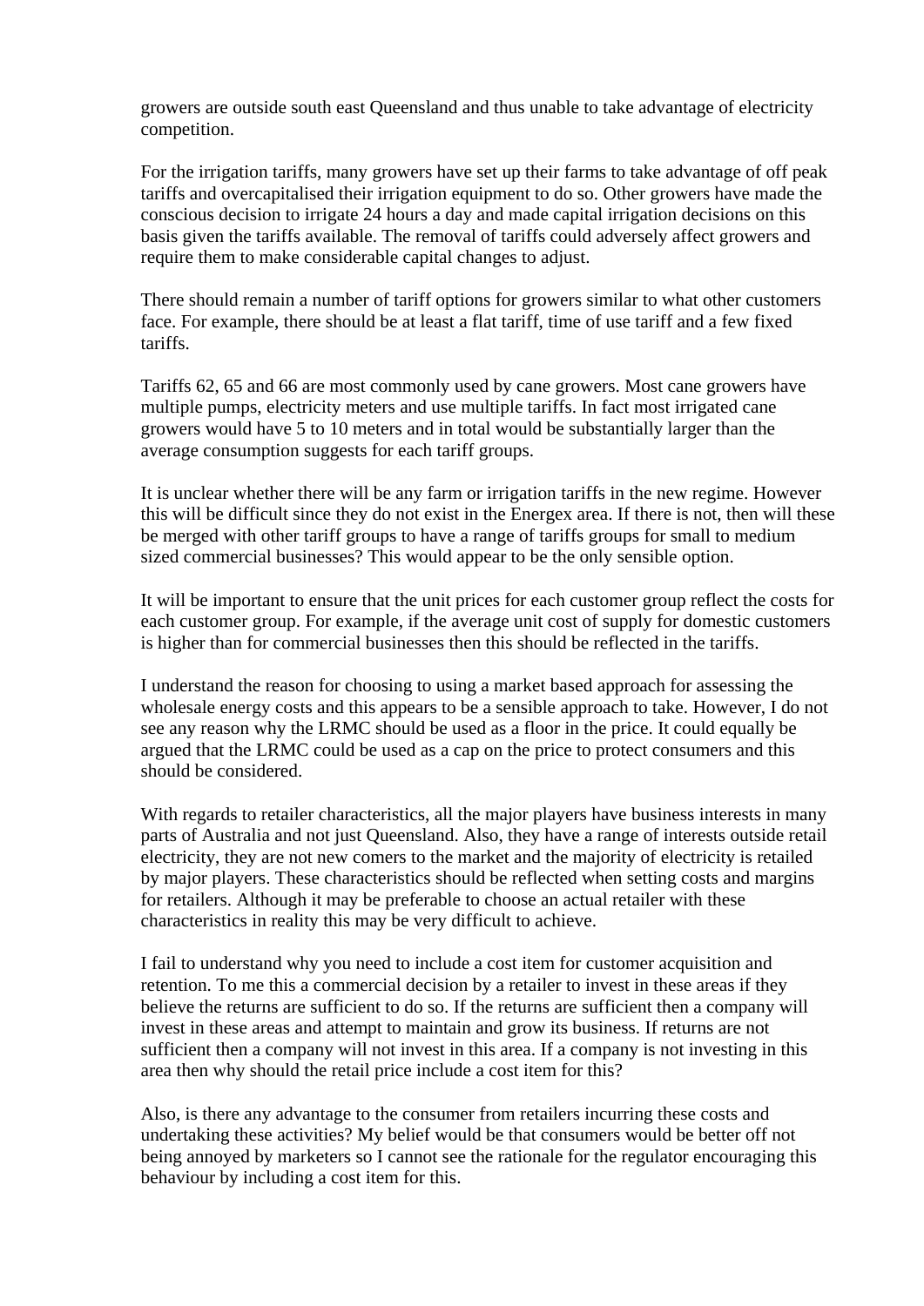growers are outside south east Queensland and thus unable to take advantage of electricity competition.

For the irrigation tariffs, many growers have set up their farms to take advantage of off peak tariffs and overcapitalised their irrigation equipment to do so. Other growers have made the conscious decision to irrigate 24 hours a day and made capital irrigation decisions on this basis given the tariffs available. The removal of tariffs could adversely affect growers and require them to make considerable capital changes to adjust.

There should remain a number of tariff options for growers similar to what other customers face. For example, there should be at least a flat tariff, time of use tariff and a few fixed tariffs.

Tariffs 62, 65 and 66 are most commonly used by cane growers. Most cane growers have multiple pumps, electricity meters and use multiple tariffs. In fact most irrigated cane growers would have 5 to 10 meters and in total would be substantially larger than the average consumption suggests for each tariff groups.

It is unclear whether there will be any farm or irrigation tariffs in the new regime. However this will be difficult since they do not exist in the Energex area. If there is not, then will these be merged with other tariff groups to have a range of tariffs groups for small to medium sized commercial businesses? This would appear to be the only sensible option.

It will be important to ensure that the unit prices for each customer group reflect the costs for each customer group. For example, if the average unit cost of supply for domestic customers is higher than for commercial businesses then this should be reflected in the tariffs.

I understand the reason for choosing to using a market based approach for assessing the wholesale energy costs and this appears to be a sensible approach to take. However, I do not see any reason why the LRMC should be used as a floor in the price. It could equally be argued that the LRMC could be used as a cap on the price to protect consumers and this should be considered.

With regards to retailer characteristics, all the major players have business interests in many parts of Australia and not just Queensland. Also, they have a range of interests outside retail electricity, they are not new comers to the market and the majority of electricity is retailed by major players. These characteristics should be reflected when setting costs and margins for retailers. Although it may be preferable to choose an actual retailer with these characteristics in reality this may be very difficult to achieve.

I fail to understand why you need to include a cost item for customer acquisition and retention. To me this a commercial decision by a retailer to invest in these areas if they believe the returns are sufficient to do so. If the returns are sufficient then a company will invest in these areas and attempt to maintain and grow its business. If returns are not sufficient then a company will not invest in this area. If a company is not investing in this area then why should the retail price include a cost item for this?

Also, is there any advantage to the consumer from retailers incurring these costs and undertaking these activities? My belief would be that consumers would be better off not being annoyed by marketers so I cannot see the rationale for the regulator encouraging this behaviour by including a cost item for this.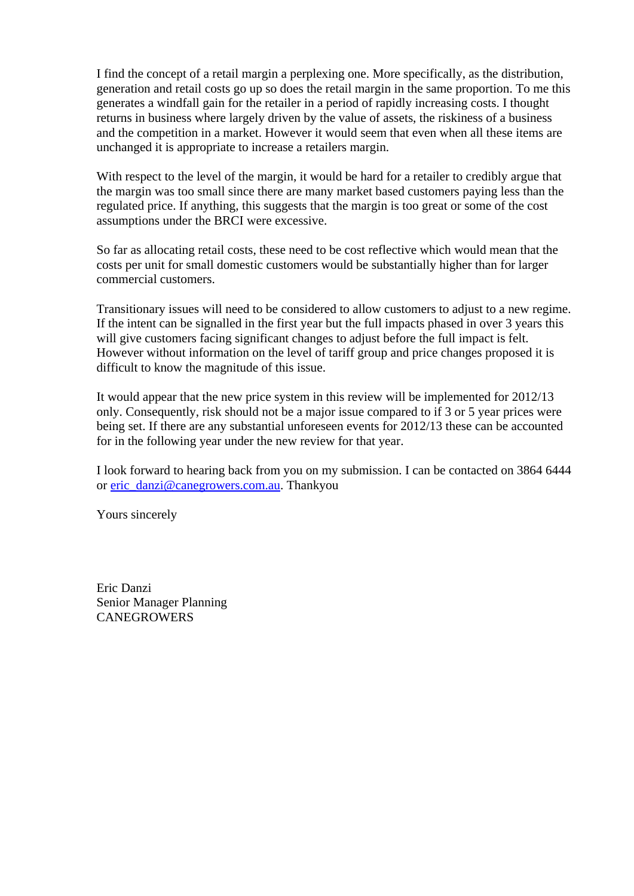I find the concept of a retail margin a perplexing one. More specifically, as the distribution, generation and retail costs go up so does the retail margin in the same proportion. To me this generates a windfall gain for the retailer in a period of rapidly increasing costs. I thought returns in business where largely driven by the value of assets, the riskiness of a business and the competition in a market. However it would seem that even when all these items are unchanged it is appropriate to increase a retailers margin.

With respect to the level of the margin, it would be hard for a retailer to credibly argue that the margin was too small since there are many market based customers paying less than the regulated price. If anything, this suggests that the margin is too great or some of the cost assumptions under the BRCI were excessive.

So far as allocating retail costs, these need to be cost reflective which would mean that the costs per unit for small domestic customers would be substantially higher than for larger commercial customers.

Transitionary issues will need to be considered to allow customers to adjust to a new regime. If the intent can be signalled in the first year but the full impacts phased in over 3 years this will give customers facing significant changes to adjust before the full impact is felt. However without information on the level of tariff group and price changes proposed it is difficult to know the magnitude of this issue.

It would appear that the new price system in this review will be implemented for 2012/13 only. Consequently, risk should not be a major issue compared to if 3 or 5 year prices were being set. If there are any substantial unforeseen events for 2012/13 these can be accounted for in the following year under the new review for that year.

I look forward to hearing back from you on my submission. I can be contacted on 3864 6444 or eric_danzi@canegrowers.com.au. Thankyou

Yours sincerely

Eric Danzi
Senior Manager Planning
CANEGROWERS